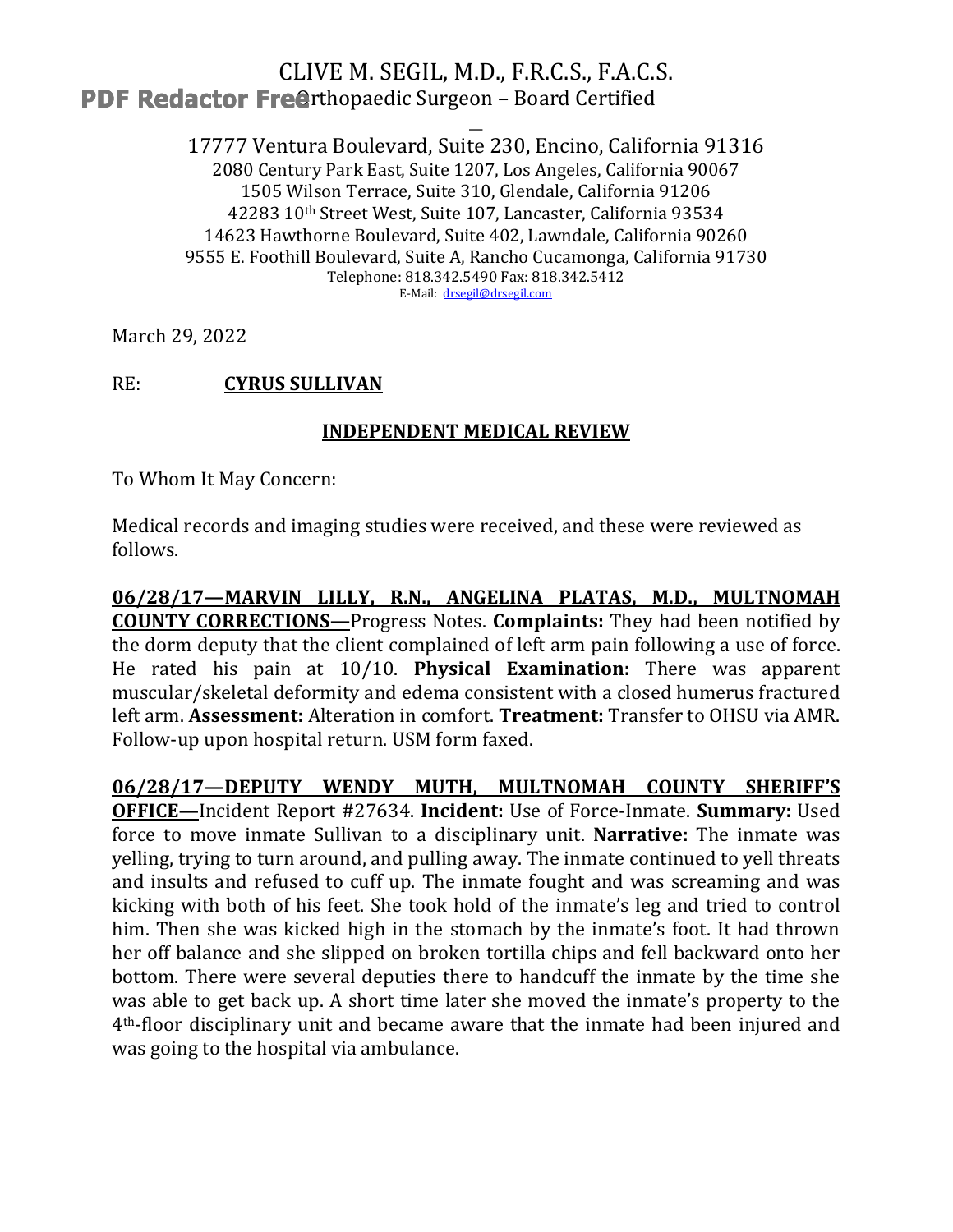CLIVE M. SEGIL, M.D., F.R.C.S., F.A.C.S.
Orthopaedic Surgeon – Board Certified

17777 Ventura Boulevard, Suite 230, Encino, California 91316
2080 Century Park East, Suite 1207, Los Angeles, California 90067
1505 Wilson Terrace, Suite 310, Glendale, California 91206
42283 10th Street West, Suite 107, Lancaster, California 93534
14623 Hawthorne Boulevard, Suite 402, Lawndale, California 90260
9555 E. Foothill Boulevard, Suite A, Rancho Cucamonga, California 91730
Telephone: 818.342.5490 Fax: 818.342.5412
E-Mail: drsegil@drsegil.com

March 29, 2022

RE: **CYRUS SULLIVAN**

## INDEPENDENT MEDICAL REVIEW

To Whom It May Concern:

Medical records and imaging studies were received, and these were reviewed as follows.

**06/28/17—MARVIN LILLY, R.N., ANGELINA PLATAS, M.D., MULTNOMAH COUNTY CORRECTIONS—**Progress Notes. **Complaints:** They had been notified by the dorm deputy that the client complained of left arm pain following a use of force. He rated his pain at 10/10. **Physical Examination:** There was apparent muscular/skeletal deformity and edema consistent with a closed humerus fractured left arm. **Assessment:** Alteration in comfort. **Treatment:** Transfer to OHSU via AMR. Follow-up upon hospital return. USM form faxed.

**06/28/17—DEPUTY WENDY MUTH, MULTNOMAH COUNTY SHERIFF'S OFFICE—**Incident Report #27634. **Incident:** Use of Force-Inmate. **Summary:** Used force to move inmate Sullivan to a disciplinary unit. **Narrative:** The inmate was yelling, trying to turn around, and pulling away. The inmate continued to yell threats and insults and refused to cuff up. The inmate fought and was screaming and was kicking with both of his feet. She took hold of the inmate's leg and tried to control him. Then she was kicked high in the stomach by the inmate's foot. It had thrown her off balance and she slipped on broken tortilla chips and fell backward onto her bottom. There were several deputies there to handcuff the inmate by the time she was able to get back up. A short time later she moved the inmate's property to the 4th-floor disciplinary unit and became aware that the inmate had been injured and was going to the hospital via ambulance.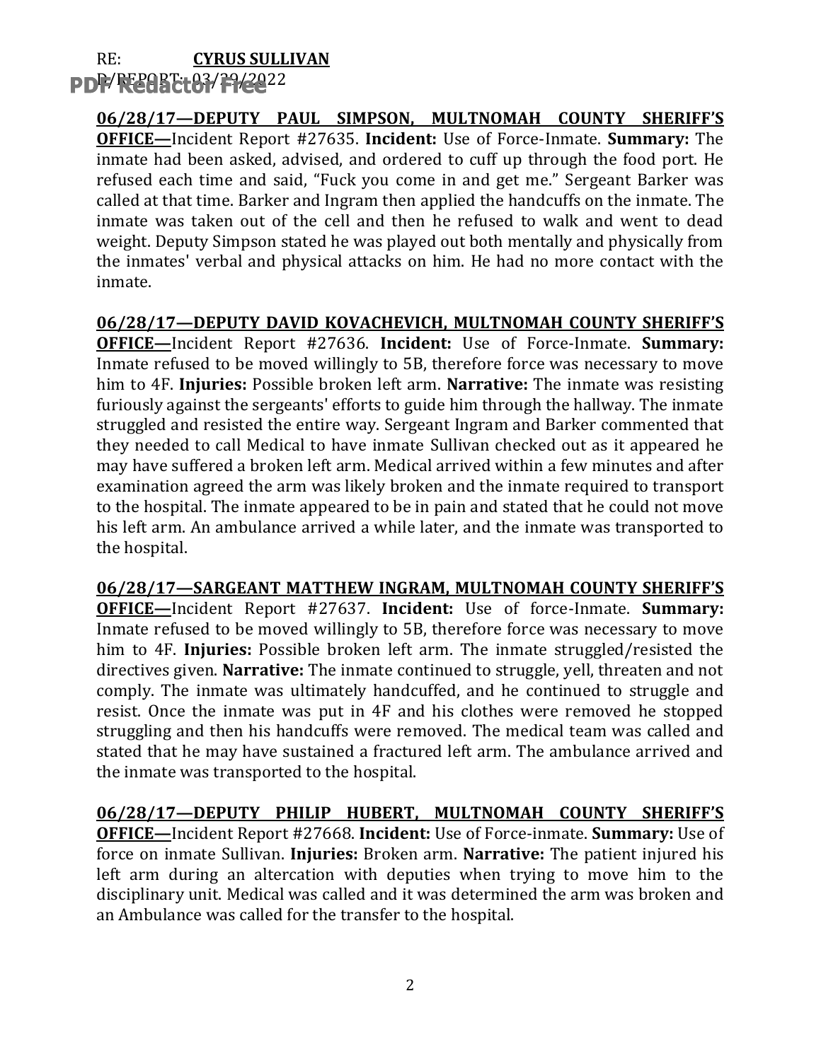RE: **CYRUS SULLIVAN**
D/REPORT: 03/29/2022

**06/28/17—DEPUTY PAUL SIMPSON, MULTNOMAH COUNTY SHERIFF'S OFFICE—**Incident Report #27635. **Incident:** Use of Force-Inmate. **Summary:** The inmate had been asked, advised, and ordered to cuff up through the food port. He refused each time and said, "Fuck you come in and get me." Sergeant Barker was called at that time. Barker and Ingram then applied the handcuffs on the inmate. The inmate was taken out of the cell and then he refused to walk and went to dead weight. Deputy Simpson stated he was played out both mentally and physically from the inmates' verbal and physical attacks on him. He had no more contact with the inmate.

**06/28/17—DEPUTY DAVID KOVACHEVICH, MULTNOMAH COUNTY SHERIFF'S OFFICE—**Incident Report #27636. **Incident:** Use of Force-Inmate. **Summary:** Inmate refused to be moved willingly to 5B, therefore force was necessary to move him to 4F. **Injuries:** Possible broken left arm. **Narrative:** The inmate was resisting furiously against the sergeants' efforts to guide him through the hallway. The inmate struggled and resisted the entire way. Sergeant Ingram and Barker commented that they needed to call Medical to have inmate Sullivan checked out as it appeared he may have suffered a broken left arm. Medical arrived within a few minutes and after examination agreed the arm was likely broken and the inmate required to transport to the hospital. The inmate appeared to be in pain and stated that he could not move his left arm. An ambulance arrived a while later, and the inmate was transported to the hospital.

**06/28/17—SARGEANT MATTHEW INGRAM, MULTNOMAH COUNTY SHERIFF'S OFFICE—**Incident Report #27637. **Incident:** Use of force-Inmate. **Summary:** Inmate refused to be moved willingly to 5B, therefore force was necessary to move him to 4F. **Injuries:** Possible broken left arm. The inmate struggled/resisted the directives given. **Narrative:** The inmate continued to struggle, yell, threaten and not comply. The inmate was ultimately handcuffed, and he continued to struggle and resist. Once the inmate was put in 4F and his clothes were removed he stopped struggling and then his handcuffs were removed. The medical team was called and stated that he may have sustained a fractured left arm. The ambulance arrived and the inmate was transported to the hospital.

**06/28/17—DEPUTY PHILIP HUBERT, MULTNOMAH COUNTY SHERIFF'S OFFICE—**Incident Report #27668. **Incident:** Use of Force-inmate. **Summary:** Use of force on inmate Sullivan. **Injuries:** Broken arm. **Narrative:** The patient injured his left arm during an altercation with deputies when trying to move him to the disciplinary unit. Medical was called and it was determined the arm was broken and an Ambulance was called for the transfer to the hospital.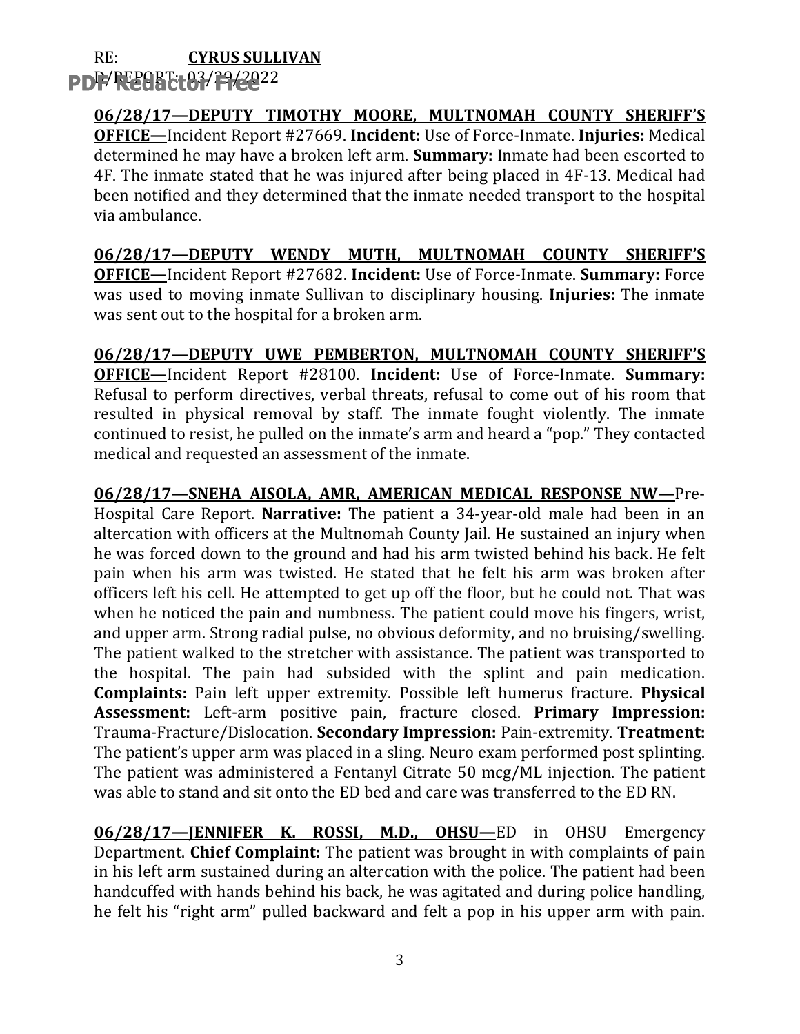RE: **CYRUS SULLIVAN**
D/REPORT: 03/29/2022

**06/28/17—DEPUTY TIMOTHY MOORE, MULTNOMAH COUNTY SHERIFF'S OFFICE—**Incident Report #27669. **Incident:** Use of Force-Inmate. **Injuries:** Medical determined he may have a broken left arm. **Summary:** Inmate had been escorted to 4F. The inmate stated that he was injured after being placed in 4F-13. Medical had been notified and they determined that the inmate needed transport to the hospital via ambulance.

**06/28/17—DEPUTY WENDY MUTH, MULTNOMAH COUNTY SHERIFF'S OFFICE—**Incident Report #27682. **Incident:** Use of Force-Inmate. **Summary:** Force was used to moving inmate Sullivan to disciplinary housing. **Injuries:** The inmate was sent out to the hospital for a broken arm.

**06/28/17—DEPUTY UWE PEMBERTON, MULTNOMAH COUNTY SHERIFF'S OFFICE—**Incident Report #28100. **Incident:** Use of Force-Inmate. **Summary:** Refusal to perform directives, verbal threats, refusal to come out of his room that resulted in physical removal by staff. The inmate fought violently. The inmate continued to resist, he pulled on the inmate's arm and heard a "pop." They contacted medical and requested an assessment of the inmate.

**06/28/17—SNEHA AISOLA, AMR, AMERICAN MEDICAL RESPONSE NW—**Pre-Hospital Care Report. **Narrative:** The patient a 34-year-old male had been in an altercation with officers at the Multnomah County Jail. He sustained an injury when he was forced down to the ground and had his arm twisted behind his back. He felt pain when his arm was twisted. He stated that he felt his arm was broken after officers left his cell. He attempted to get up off the floor, but he could not. That was when he noticed the pain and numbness. The patient could move his fingers, wrist, and upper arm. Strong radial pulse, no obvious deformity, and no bruising/swelling. The patient walked to the stretcher with assistance. The patient was transported to the hospital. The pain had subsided with the splint and pain medication. **Complaints:** Pain left upper extremity. Possible left humerus fracture. **Physical Assessment:** Left-arm positive pain, fracture closed. **Primary Impression:** Trauma-Fracture/Dislocation. **Secondary Impression:** Pain-extremity. **Treatment:** The patient's upper arm was placed in a sling. Neuro exam performed post splinting. The patient was administered a Fentanyl Citrate 50 mcg/ML injection. The patient was able to stand and sit onto the ED bed and care was transferred to the ED RN.

**06/28/17—JENNIFER K. ROSSI, M.D., OHSU—**ED in OHSU Emergency Department. **Chief Complaint:** The patient was brought in with complaints of pain in his left arm sustained during an altercation with the police. The patient had been handcuffed with hands behind his back, he was agitated and during police handling, he felt his "right arm" pulled backward and felt a pop in his upper arm with pain.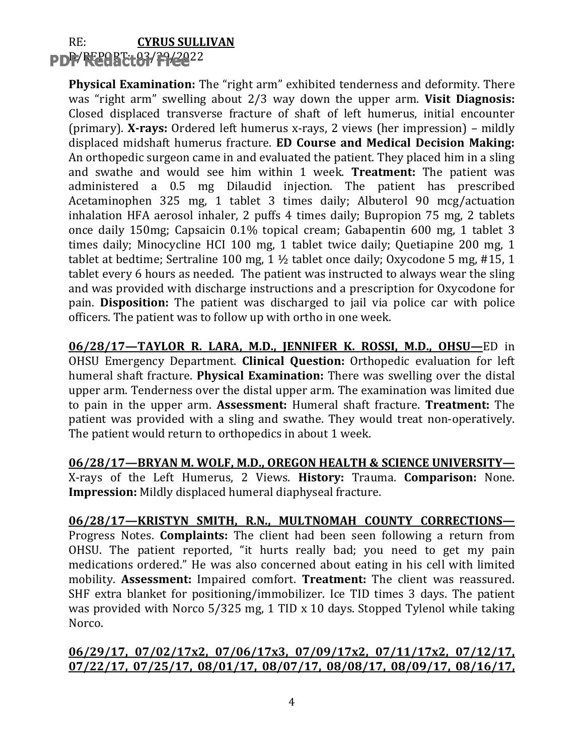**Physical Examination:** The "right arm" exhibited tenderness and deformity. There was "right arm" swelling about 2/3 way down the upper arm. **Visit Diagnosis:** Closed displaced transverse fracture of shaft of left humerus, initial encounter (primary). **X-rays:** Ordered left humerus x-rays, 2 views (her impression) – mildly displaced midshaft humerus fracture. **ED Course and Medical Decision Making:** An orthopedic surgeon came in and evaluated the patient. They placed him in a sling and swathe and would see him within 1 week. **Treatment:** The patient was administered a 0.5 mg Dilaudid injection. The patient has prescribed Acetaminophen 325 mg, 1 tablet 3 times daily; Albuterol 90 mcg/actuation inhalation HFA aerosol inhaler, 2 puffs 4 times daily; Bupropion 75 mg, 2 tablets once daily 150mg; Capsaicin 0.1% topical cream; Gabapentin 600 mg, 1 tablet 3 times daily; Minocycline HCI 100 mg, 1 tablet twice daily; Quetiapine 200 mg, 1 tablet at bedtime; Sertraline 100 mg, 1 ½ tablet once daily; Oxycodone 5 mg, #15, 1 tablet every 6 hours as needed. The patient was instructed to always wear the sling and was provided with discharge instructions and a prescription for Oxycodone for pain. **Disposition:** The patient was discharged to jail via police car with police officers. The patient was to follow up with ortho in one week.

**06/28/17—TAYLOR R. LARA, M.D., JENNIFER K. ROSSI, M.D., OHSU—**ED in OHSU Emergency Department. **Clinical Question:** Orthopedic evaluation for left humeral shaft fracture. **Physical Examination:** There was swelling over the distal upper arm. Tenderness over the distal upper arm. The examination was limited due to pain in the upper arm. **Assessment:** Humeral shaft fracture. **Treatment:** The patient was provided with a sling and swathe. They would treat non-operatively. The patient would return to orthopedics in about 1 week.

**06/28/17—BRYAN M. WOLF, M.D., OREGON HEALTH & SCIENCE UNIVERSITY—** X-rays of the Left Humerus, 2 Views. **History:** Trauma. **Comparison:** None. **Impression:** Mildly displaced humeral diaphyseal fracture.

**06/28/17—KRISTYN SMITH, R.N., MULTNOMAH COUNTY CORRECTIONS—** Progress Notes. **Complaints:** The client had been seen following a return from OHSU. The patient reported, "it hurts really bad; you need to get my pain medications ordered." He was also concerned about eating in his cell with limited mobility. **Assessment:** Impaired comfort. **Treatment:** The client was reassured. SHF extra blanket for positioning/immobilizer. Ice TID times 3 days. The patient was provided with Norco 5/325 mg, 1 TID x 10 days. Stopped Tylenol while taking Norco.

**06/29/17, 07/02/17x2, 07/06/17x3, 07/09/17x2, 07/11/17x2, 07/12/17, 07/22/17, 07/25/17, 08/01/17, 08/07/17, 08/08/17, 08/09/17, 08/16/17,**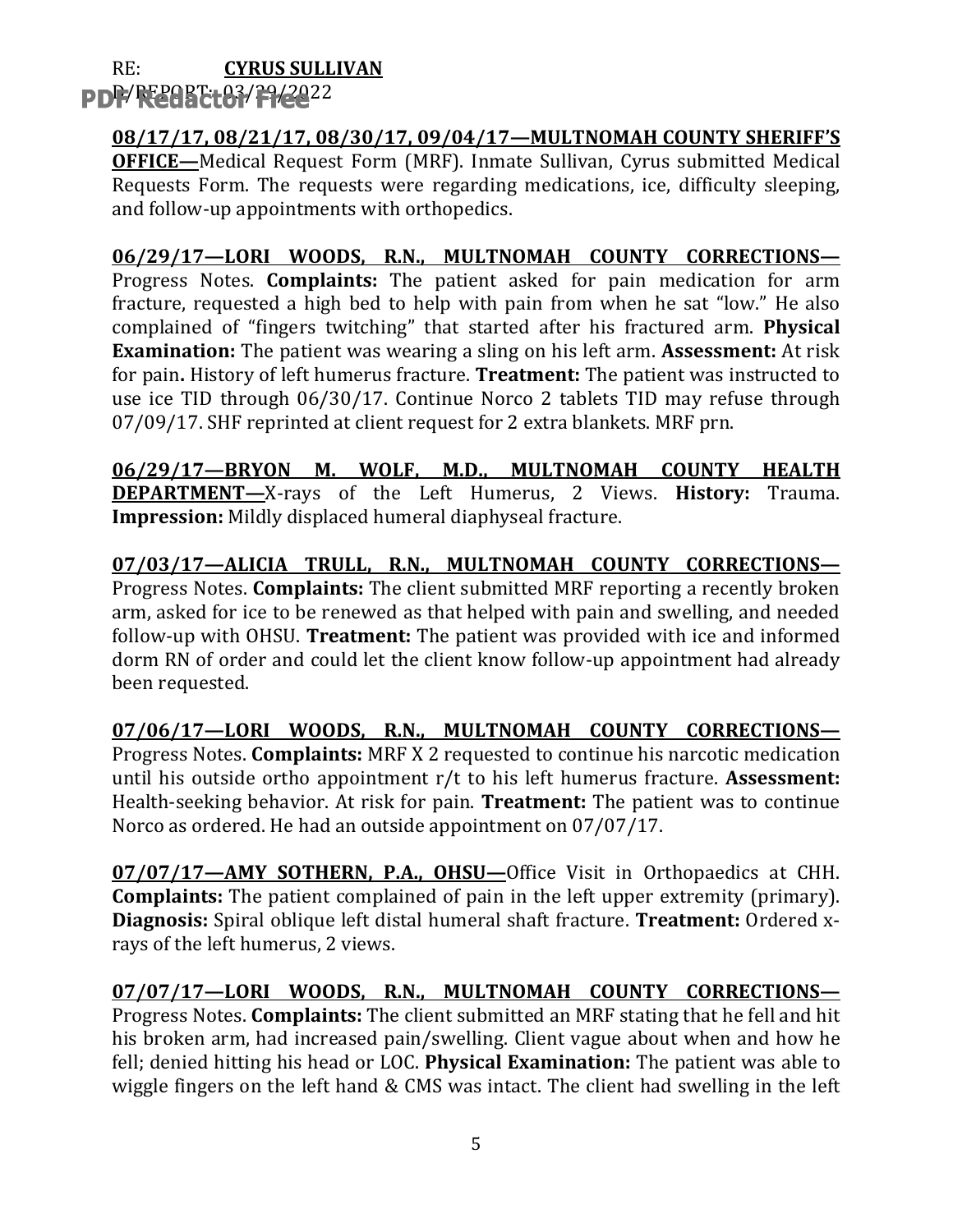**08/17/17, 08/21/17, 08/30/17, 09/04/17—MULTNOMAH COUNTY SHERIFF'S OFFICE—**Medical Request Form (MRF). Inmate Sullivan, Cyrus submitted Medical Requests Form. The requests were regarding medications, ice, difficulty sleeping, and follow-up appointments with orthopedics.

**06/29/17—LORI WOODS, R.N., MULTNOMAH COUNTY CORRECTIONS—** Progress Notes. **Complaints:** The patient asked for pain medication for arm fracture, requested a high bed to help with pain from when he sat "low." He also complained of "fingers twitching" that started after his fractured arm. **Physical Examination:** The patient was wearing a sling on his left arm. **Assessment:** At risk for pain**.** History of left humerus fracture. **Treatment:** The patient was instructed to use ice TID through 06/30/17. Continue Norco 2 tablets TID may refuse through 07/09/17. SHF reprinted at client request for 2 extra blankets. MRF prn.

**06/29/17—BRYON M. WOLF, M.D., MULTNOMAH COUNTY HEALTH DEPARTMENT—**X-rays of the Left Humerus, 2 Views. **History:** Trauma. **Impression:** Mildly displaced humeral diaphyseal fracture.

**07/03/17—ALICIA TRULL, R.N., MULTNOMAH COUNTY CORRECTIONS—** Progress Notes. **Complaints:** The client submitted MRF reporting a recently broken arm, asked for ice to be renewed as that helped with pain and swelling, and needed follow-up with OHSU. **Treatment:** The patient was provided with ice and informed dorm RN of order and could let the client know follow-up appointment had already been requested.

**07/06/17—LORI WOODS, R.N., MULTNOMAH COUNTY CORRECTIONS—** Progress Notes. **Complaints:** MRF X 2 requested to continue his narcotic medication until his outside ortho appointment r/t to his left humerus fracture. **Assessment:** Health-seeking behavior. At risk for pain. **Treatment:** The patient was to continue Norco as ordered. He had an outside appointment on 07/07/17.

**07/07/17—AMY SOTHERN, P.A., OHSU—**Office Visit in Orthopaedics at CHH. **Complaints:** The patient complained of pain in the left upper extremity (primary). **Diagnosis:** Spiral oblique left distal humeral shaft fracture. **Treatment:** Ordered x-rays of the left humerus, 2 views.

**07/07/17—LORI WOODS, R.N., MULTNOMAH COUNTY CORRECTIONS—** Progress Notes. **Complaints:** The client submitted an MRF stating that he fell and hit his broken arm, had increased pain/swelling. Client vague about when and how he fell; denied hitting his head or LOC. **Physical Examination:** The patient was able to wiggle fingers on the left hand & CMS was intact. The client had swelling in the left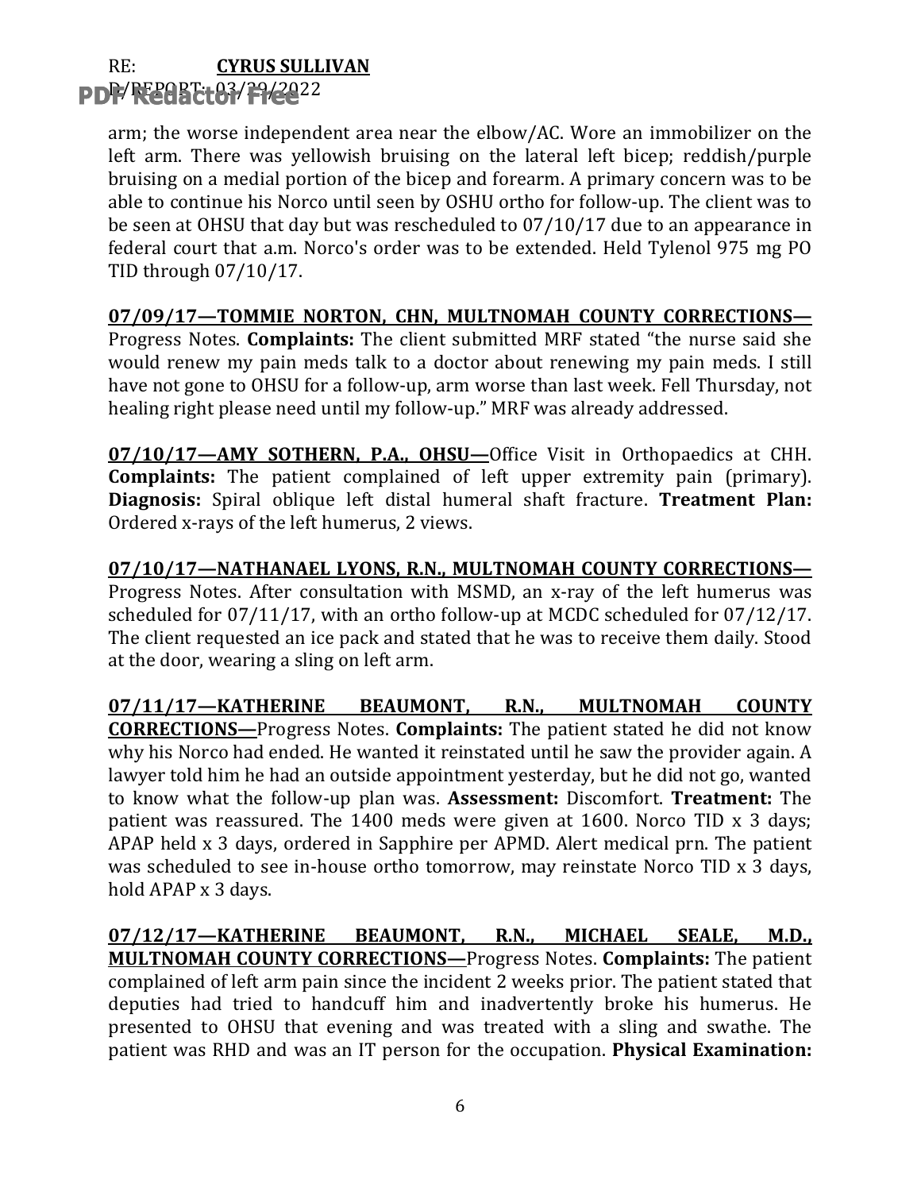arm; the worse independent area near the elbow/AC. Wore an immobilizer on the left arm. There was yellowish bruising on the lateral left bicep; reddish/purple bruising on a medial portion of the bicep and forearm. A primary concern was to be able to continue his Norco until seen by OSHU ortho for follow-up. The client was to be seen at OHSU that day but was rescheduled to 07/10/17 due to an appearance in federal court that a.m. Norco's order was to be extended. Held Tylenol 975 mg PO TID through 07/10/17.

**07/09/17—TOMMIE NORTON, CHN, MULTNOMAH COUNTY CORRECTIONS—** Progress Notes. **Complaints:** The client submitted MRF stated "the nurse said she would renew my pain meds talk to a doctor about renewing my pain meds. I still have not gone to OHSU for a follow-up, arm worse than last week. Fell Thursday, not healing right please need until my follow-up." MRF was already addressed.

**07/10/17—AMY SOTHERN, P.A., OHSU—**Office Visit in Orthopaedics at CHH. **Complaints:** The patient complained of left upper extremity pain (primary). **Diagnosis:** Spiral oblique left distal humeral shaft fracture. **Treatment Plan:** Ordered x-rays of the left humerus, 2 views.

**07/10/17—NATHANAEL LYONS, R.N., MULTNOMAH COUNTY CORRECTIONS—** Progress Notes. After consultation with MSMD, an x-ray of the left humerus was scheduled for 07/11/17, with an ortho follow-up at MCDC scheduled for 07/12/17. The client requested an ice pack and stated that he was to receive them daily. Stood at the door, wearing a sling on left arm.

**07/11/17—KATHERINE BEAUMONT, R.N., MULTNOMAH COUNTY CORRECTIONS—**Progress Notes. **Complaints:** The patient stated he did not know why his Norco had ended. He wanted it reinstated until he saw the provider again. A lawyer told him he had an outside appointment yesterday, but he did not go, wanted to know what the follow-up plan was. **Assessment:** Discomfort. **Treatment:** The patient was reassured. The 1400 meds were given at 1600. Norco TID x 3 days; APAP held x 3 days, ordered in Sapphire per APMD. Alert medical prn. The patient was scheduled to see in-house ortho tomorrow, may reinstate Norco TID x 3 days, hold APAP x 3 days.

**07/12/17—KATHERINE BEAUMONT, R.N., MICHAEL SEALE, M.D., MULTNOMAH COUNTY CORRECTIONS—**Progress Notes. **Complaints:** The patient complained of left arm pain since the incident 2 weeks prior. The patient stated that deputies had tried to handcuff him and inadvertently broke his humerus. He presented to OHSU that evening and was treated with a sling and swathe. The patient was RHD and was an IT person for the occupation. **Physical Examination:**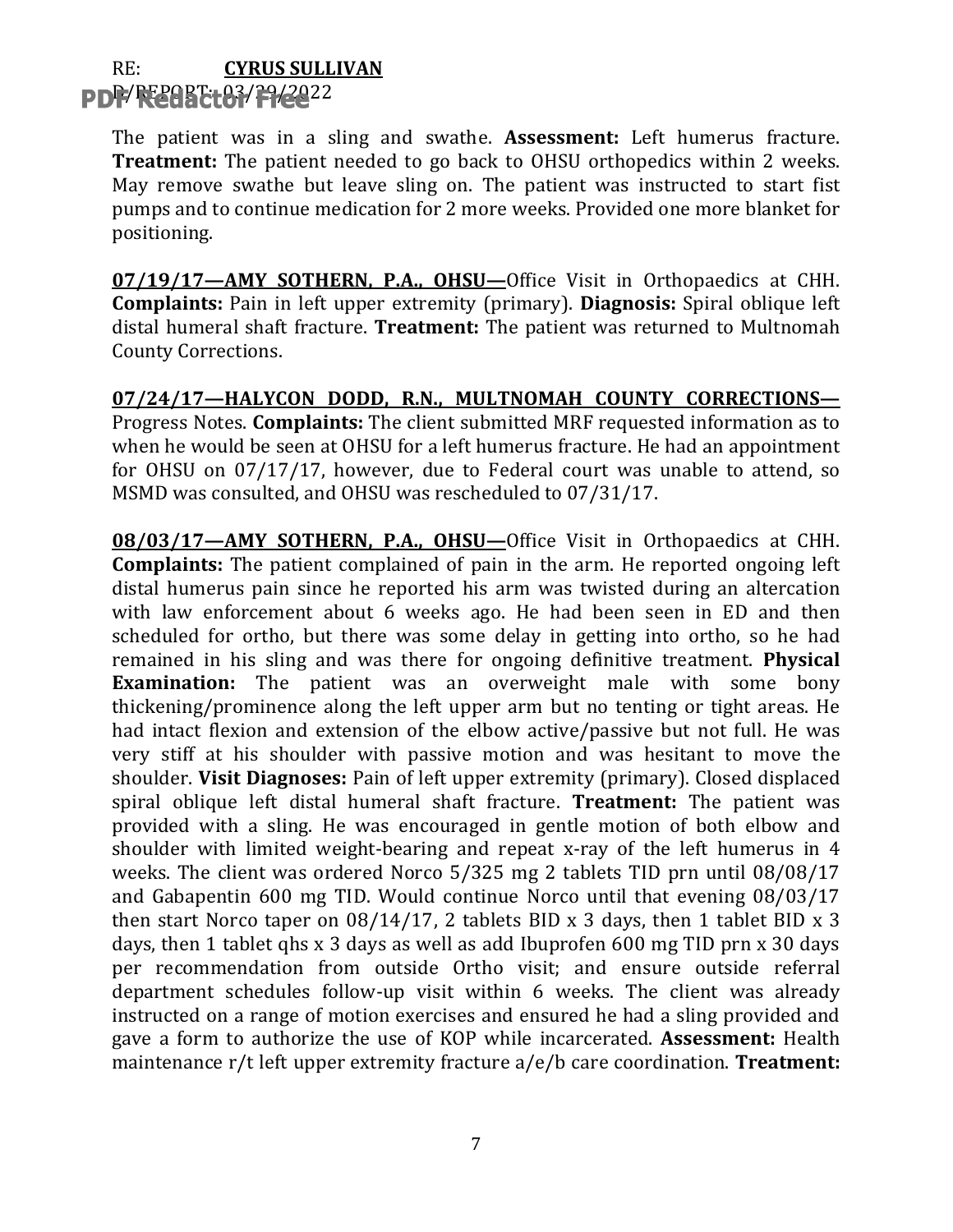The patient was in a sling and swathe. **Assessment:** Left humerus fracture. **Treatment:** The patient needed to go back to OHSU orthopedics within 2 weeks. May remove swathe but leave sling on. The patient was instructed to start fist pumps and to continue medication for 2 more weeks. Provided one more blanket for positioning.

**07/19/17—AMY SOTHERN, P.A., OHSU—**Office Visit in Orthopaedics at CHH. **Complaints:** Pain in left upper extremity (primary). **Diagnosis:** Spiral oblique left distal humeral shaft fracture. **Treatment:** The patient was returned to Multnomah County Corrections.

**07/24/17—HALYCON DODD, R.N., MULTNOMAH COUNTY CORRECTIONS—** Progress Notes. **Complaints:** The client submitted MRF requested information as to when he would be seen at OHSU for a left humerus fracture. He had an appointment for OHSU on 07/17/17, however, due to Federal court was unable to attend, so MSMD was consulted, and OHSU was rescheduled to 07/31/17.

**08/03/17—AMY SOTHERN, P.A., OHSU—**Office Visit in Orthopaedics at CHH. **Complaints:** The patient complained of pain in the arm. He reported ongoing left distal humerus pain since he reported his arm was twisted during an altercation with law enforcement about 6 weeks ago. He had been seen in ED and then scheduled for ortho, but there was some delay in getting into ortho, so he had remained in his sling and was there for ongoing definitive treatment. **Physical Examination:** The patient was an overweight male with some bony thickening/prominence along the left upper arm but no tenting or tight areas. He had intact flexion and extension of the elbow active/passive but not full. He was very stiff at his shoulder with passive motion and was hesitant to move the shoulder. **Visit Diagnoses:** Pain of left upper extremity (primary). Closed displaced spiral oblique left distal humeral shaft fracture. **Treatment:** The patient was provided with a sling. He was encouraged in gentle motion of both elbow and shoulder with limited weight-bearing and repeat x-ray of the left humerus in 4 weeks. The client was ordered Norco 5/325 mg 2 tablets TID prn until 08/08/17 and Gabapentin 600 mg TID. Would continue Norco until that evening 08/03/17 then start Norco taper on 08/14/17, 2 tablets BID x 3 days, then 1 tablet BID x 3 days, then 1 tablet qhs x 3 days as well as add Ibuprofen 600 mg TID prn x 30 days per recommendation from outside Ortho visit; and ensure outside referral department schedules follow-up visit within 6 weeks. The client was already instructed on a range of motion exercises and ensured he had a sling provided and gave a form to authorize the use of KOP while incarcerated. **Assessment:** Health maintenance r/t left upper extremity fracture a/e/b care coordination. **Treatment:**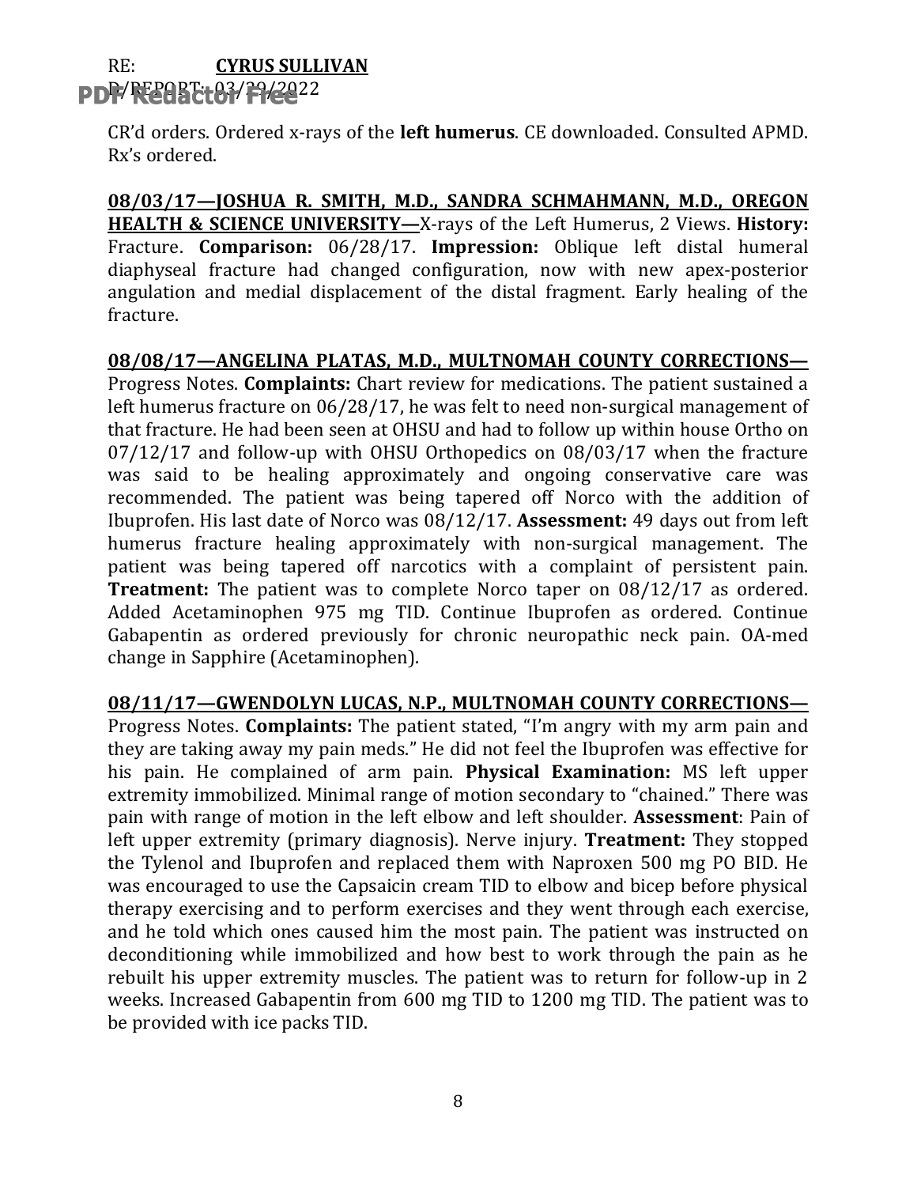CR'd orders. Ordered x-rays of the **left humerus**. CE downloaded. Consulted APMD. Rx's ordered.

**08/03/17—JOSHUA R. SMITH, M.D., SANDRA SCHMAHMANN, M.D., OREGON HEALTH & SCIENCE UNIVERSITY—**X-rays of the Left Humerus, 2 Views. **History:** Fracture. **Comparison:** 06/28/17. **Impression:** Oblique left distal humeral diaphyseal fracture had changed configuration, now with new apex-posterior angulation and medial displacement of the distal fragment. Early healing of the fracture.

**08/08/17—ANGELINA PLATAS, M.D., MULTNOMAH COUNTY CORRECTIONS—** Progress Notes. **Complaints:** Chart review for medications. The patient sustained a left humerus fracture on 06/28/17, he was felt to need non-surgical management of that fracture. He had been seen at OHSU and had to follow up within house Ortho on 07/12/17 and follow-up with OHSU Orthopedics on 08/03/17 when the fracture was said to be healing approximately and ongoing conservative care was recommended. The patient was being tapered off Norco with the addition of Ibuprofen. His last date of Norco was 08/12/17. **Assessment:** 49 days out from left humerus fracture healing approximately with non-surgical management. The patient was being tapered off narcotics with a complaint of persistent pain. **Treatment:** The patient was to complete Norco taper on 08/12/17 as ordered. Added Acetaminophen 975 mg TID. Continue Ibuprofen as ordered. Continue Gabapentin as ordered previously for chronic neuropathic neck pain. OA-med change in Sapphire (Acetaminophen).

**08/11/17—GWENDOLYN LUCAS, N.P., MULTNOMAH COUNTY CORRECTIONS—** Progress Notes. **Complaints:** The patient stated, "I'm angry with my arm pain and they are taking away my pain meds." He did not feel the Ibuprofen was effective for his pain. He complained of arm pain. **Physical Examination:** MS left upper extremity immobilized. Minimal range of motion secondary to "chained." There was pain with range of motion in the left elbow and left shoulder. **Assessment**: Pain of left upper extremity (primary diagnosis). Nerve injury. **Treatment:** They stopped the Tylenol and Ibuprofen and replaced them with Naproxen 500 mg PO BID. He was encouraged to use the Capsaicin cream TID to elbow and bicep before physical therapy exercising and to perform exercises and they went through each exercise, and he told which ones caused him the most pain. The patient was instructed on deconditioning while immobilized and how best to work through the pain as he rebuilt his upper extremity muscles. The patient was to return for follow-up in 2 weeks. Increased Gabapentin from 600 mg TID to 1200 mg TID. The patient was to be provided with ice packs TID.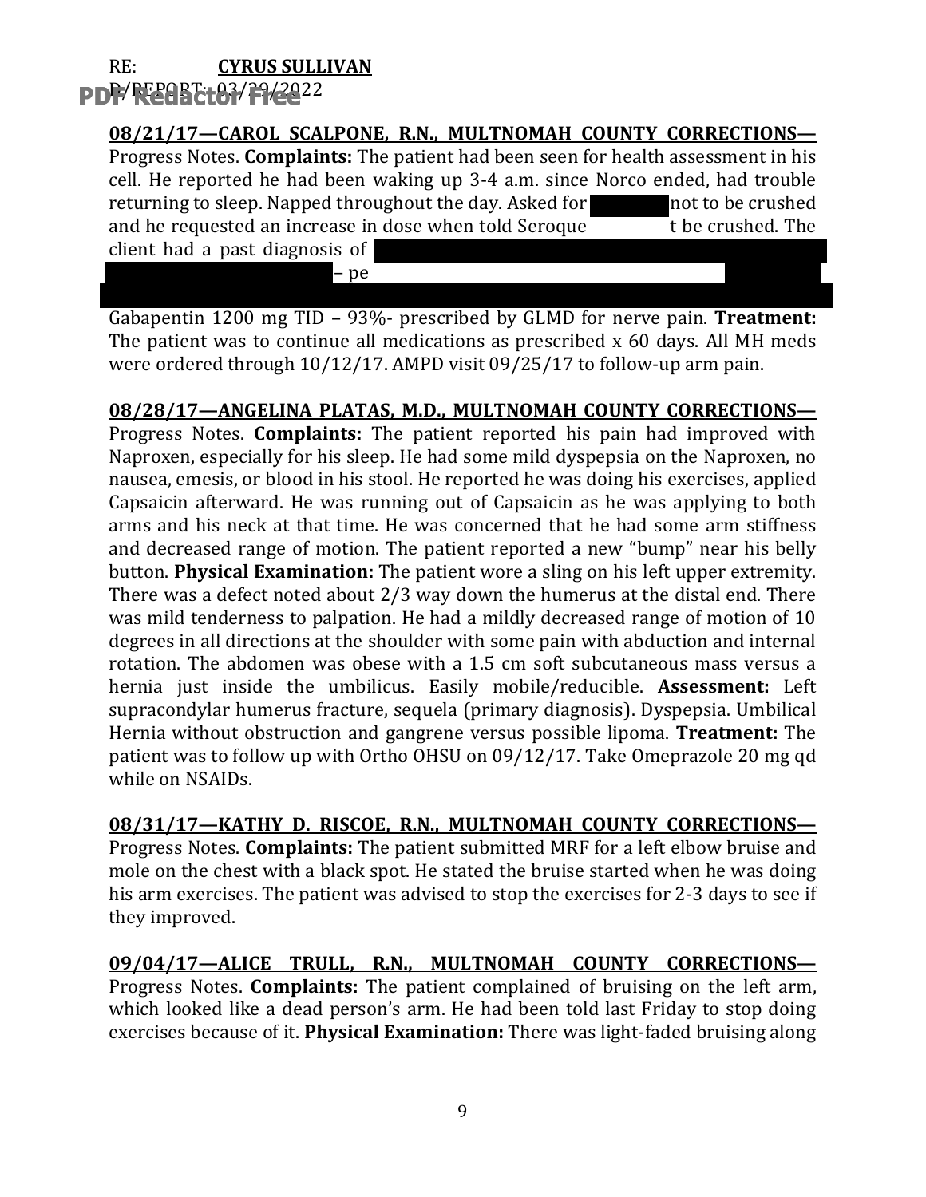**08/21/17—CAROL SCALPONE, R.N., MULTNOMAH COUNTY CORRECTIONS—** Progress Notes. **Complaints:** The patient had been seen for health assessment in his cell. He reported he had been waking up 3-4 a.m. since Norco ended, had trouble returning to sleep. Napped throughout the day. Asked for not to be crushed and he requested an increase in dose when told Seroque t be crushed. The client had a past diagnosis of – pe

Gabapentin 1200 mg TID – 93%- prescribed by GLMD for nerve pain. **Treatment:** The patient was to continue all medications as prescribed x 60 days. All MH meds were ordered through 10/12/17. AMPD visit 09/25/17 to follow-up arm pain.

**08/28/17—ANGELINA PLATAS, M.D., MULTNOMAH COUNTY CORRECTIONS—** Progress Notes. **Complaints:** The patient reported his pain had improved with Naproxen, especially for his sleep. He had some mild dyspepsia on the Naproxen, no nausea, emesis, or blood in his stool. He reported he was doing his exercises, applied Capsaicin afterward. He was running out of Capsaicin as he was applying to both arms and his neck at that time. He was concerned that he had some arm stiffness and decreased range of motion. The patient reported a new "bump" near his belly button. **Physical Examination:** The patient wore a sling on his left upper extremity. There was a defect noted about 2/3 way down the humerus at the distal end. There was mild tenderness to palpation. He had a mildly decreased range of motion of 10 degrees in all directions at the shoulder with some pain with abduction and internal rotation. The abdomen was obese with a 1.5 cm soft subcutaneous mass versus a hernia just inside the umbilicus. Easily mobile/reducible. **Assessment:** Left supracondylar humerus fracture, sequela (primary diagnosis). Dyspepsia. Umbilical Hernia without obstruction and gangrene versus possible lipoma. **Treatment:** The patient was to follow up with Ortho OHSU on 09/12/17. Take Omeprazole 20 mg qd while on NSAIDs.

**08/31/17—KATHY D. RISCOE, R.N., MULTNOMAH COUNTY CORRECTIONS—** Progress Notes. **Complaints:** The patient submitted MRF for a left elbow bruise and mole on the chest with a black spot. He stated the bruise started when he was doing his arm exercises. The patient was advised to stop the exercises for 2-3 days to see if they improved.

**09/04/17—ALICE TRULL, R.N., MULTNOMAH COUNTY CORRECTIONS—** Progress Notes. **Complaints:** The patient complained of bruising on the left arm, which looked like a dead person's arm. He had been told last Friday to stop doing exercises because of it. **Physical Examination:** There was light-faded bruising along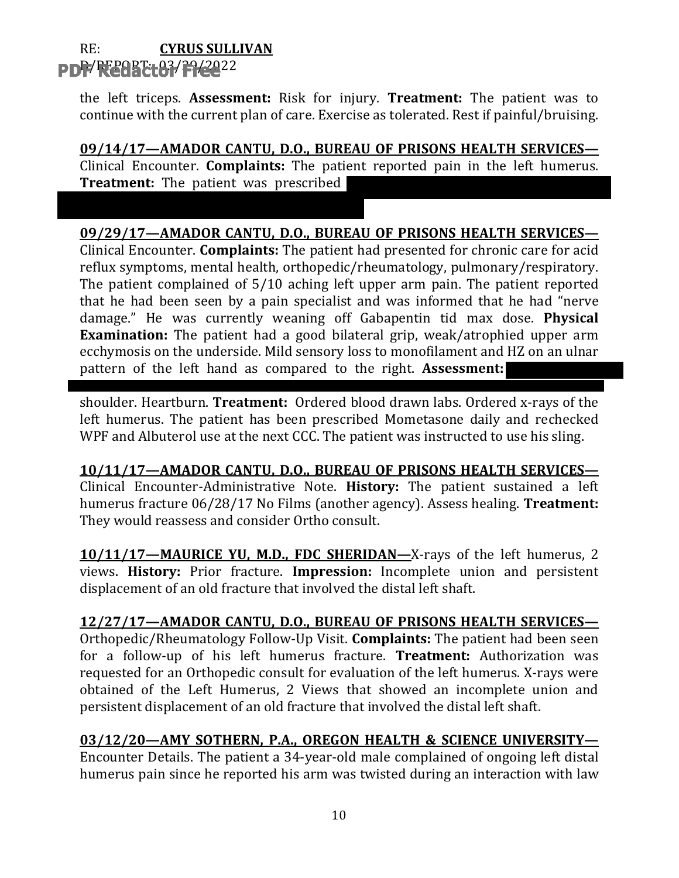the left triceps. **Assessment:** Risk for injury. **Treatment:** The patient was to continue with the current plan of care. Exercise as tolerated. Rest if painful/bruising.

**09/14/17—AMADOR CANTU, D.O., BUREAU OF PRISONS HEALTH SERVICES—** Clinical Encounter. **Complaints:** The patient reported pain in the left humerus. **Treatment:** The patient was prescribed

**09/29/17—AMADOR CANTU, D.O., BUREAU OF PRISONS HEALTH SERVICES—** Clinical Encounter. **Complaints:** The patient had presented for chronic care for acid reflux symptoms, mental health, orthopedic/rheumatology, pulmonary/respiratory. The patient complained of 5/10 aching left upper arm pain. The patient reported that he had been seen by a pain specialist and was informed that he had "nerve damage." He was currently weaning off Gabapentin tid max dose. **Physical Examination:** The patient had a good bilateral grip, weak/atrophied upper arm ecchymosis on the underside. Mild sensory loss to monofilament and HZ on an ulnar pattern of the left hand as compared to the right. **Assessment:**

shoulder. Heartburn. **Treatment:** Ordered blood drawn labs. Ordered x-rays of the left humerus. The patient has been prescribed Mometasone daily and rechecked WPF and Albuterol use at the next CCC. The patient was instructed to use his sling.

**10/11/17—AMADOR CANTU, D.O., BUREAU OF PRISONS HEALTH SERVICES—** Clinical Encounter-Administrative Note. **History:** The patient sustained a left humerus fracture 06/28/17 No Films (another agency). Assess healing. **Treatment:** They would reassess and consider Ortho consult.

**10/11/17—MAURICE YU, M.D., FDC SHERIDAN—**X-rays of the left humerus, 2 views. **History:** Prior fracture. **Impression:** Incomplete union and persistent displacement of an old fracture that involved the distal left shaft.

**12/27/17—AMADOR CANTU, D.O., BUREAU OF PRISONS HEALTH SERVICES—** Orthopedic/Rheumatology Follow-Up Visit. **Complaints:** The patient had been seen for a follow-up of his left humerus fracture. **Treatment:** Authorization was requested for an Orthopedic consult for evaluation of the left humerus. X-rays were obtained of the Left Humerus, 2 Views that showed an incomplete union and persistent displacement of an old fracture that involved the distal left shaft.

**03/12/20—AMY SOTHERN, P.A., OREGON HEALTH & SCIENCE UNIVERSITY—** Encounter Details. The patient a 34-year-old male complained of ongoing left distal humerus pain since he reported his arm was twisted during an interaction with law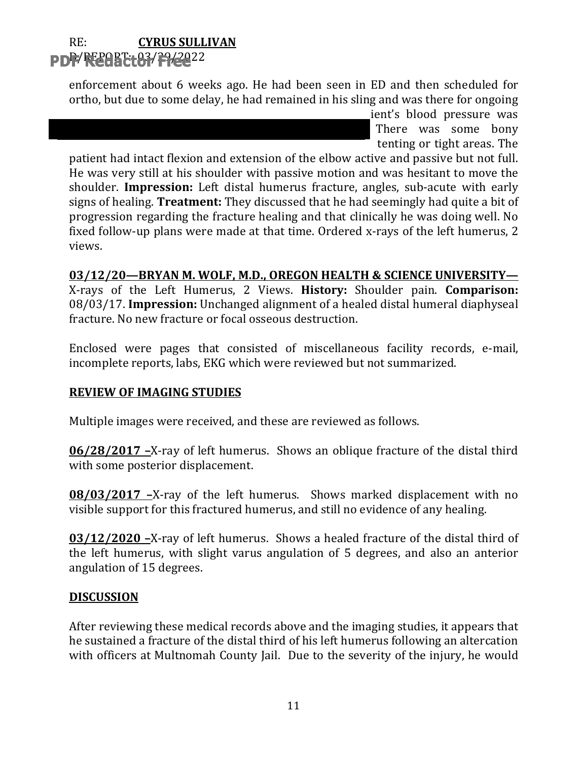enforcement about 6 weeks ago. He had been seen in ED and then scheduled for ortho, but due to some delay, he had remained in his sling and was there for ongoing ient's blood pressure was There was some bony tenting or tight areas. The patient had intact flexion and extension of the elbow active and passive but not full. He was very still at his shoulder with passive motion and was hesitant to move the shoulder. **Impression:** Left distal humerus fracture, angles, sub-acute with early signs of healing. **Treatment:** They discussed that he had seemingly had quite a bit of progression regarding the fracture healing and that clinically he was doing well. No fixed follow-up plans were made at that time. Ordered x-rays of the left humerus, 2 views.

**03/12/20—BRYAN M. WOLF, M.D., OREGON HEALTH & SCIENCE UNIVERSITY—** X-rays of the Left Humerus, 2 Views. **History:** Shoulder pain. **Comparison:** 08/03/17. **Impression:** Unchanged alignment of a healed distal humeral diaphyseal fracture. No new fracture or focal osseous destruction.

Enclosed were pages that consisted of miscellaneous facility records, e-mail, incomplete reports, labs, EKG which were reviewed but not summarized.

**REVIEW OF IMAGING STUDIES**

Multiple images were received, and these are reviewed as follows.

**06/28/2017 –**X-ray of left humerus. Shows an oblique fracture of the distal third with some posterior displacement.

**08/03/2017 –**X-ray of the left humerus. Shows marked displacement with no visible support for this fractured humerus, and still no evidence of any healing.

**03/12/2020 –**X-ray of left humerus. Shows a healed fracture of the distal third of the left humerus, with slight varus angulation of 5 degrees, and also an anterior angulation of 15 degrees.

**DISCUSSION**

After reviewing these medical records above and the imaging studies, it appears that he sustained a fracture of the distal third of his left humerus following an altercation with officers at Multnomah County Jail. Due to the severity of the injury, he would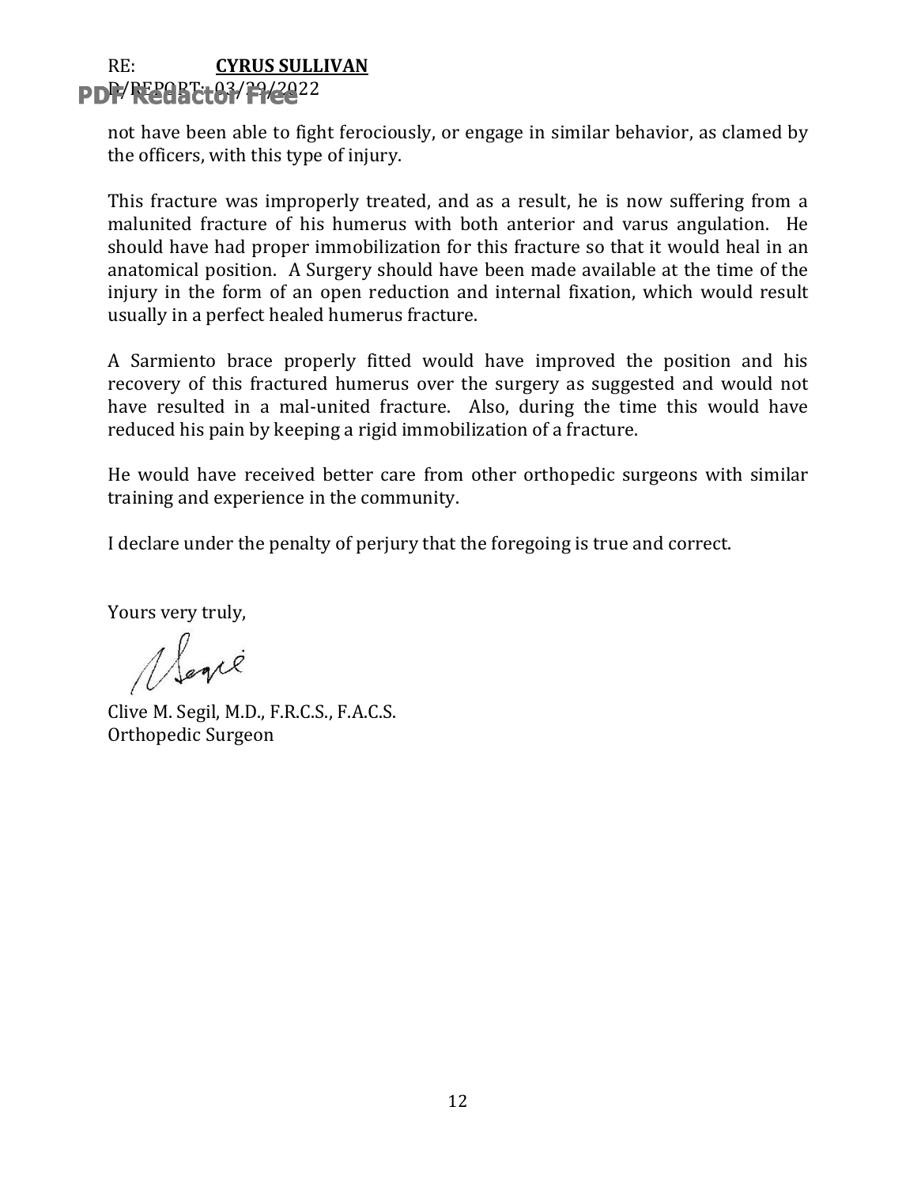not have been able to fight ferociously, or engage in similar behavior, as clamed by the officers, with this type of injury.

This fracture was improperly treated, and as a result, he is now suffering from a malunited fracture of his humerus with both anterior and varus angulation. He should have had proper immobilization for this fracture so that it would heal in an anatomical position. A Surgery should have been made available at the time of the injury in the form of an open reduction and internal fixation, which would result usually in a perfect healed humerus fracture.

A Sarmiento brace properly fitted would have improved the position and his recovery of this fractured humerus over the surgery as suggested and would not have resulted in a mal-united fracture. Also, during the time this would have reduced his pain by keeping a rigid immobilization of a fracture.

He would have received better care from other orthopedic surgeons with similar training and experience in the community.

I declare under the penalty of perjury that the foregoing is true and correct.

Yours very truly,

Clive M. Segil, M.D., F.R.C.S., F.A.C.S.
Orthopedic Surgeon